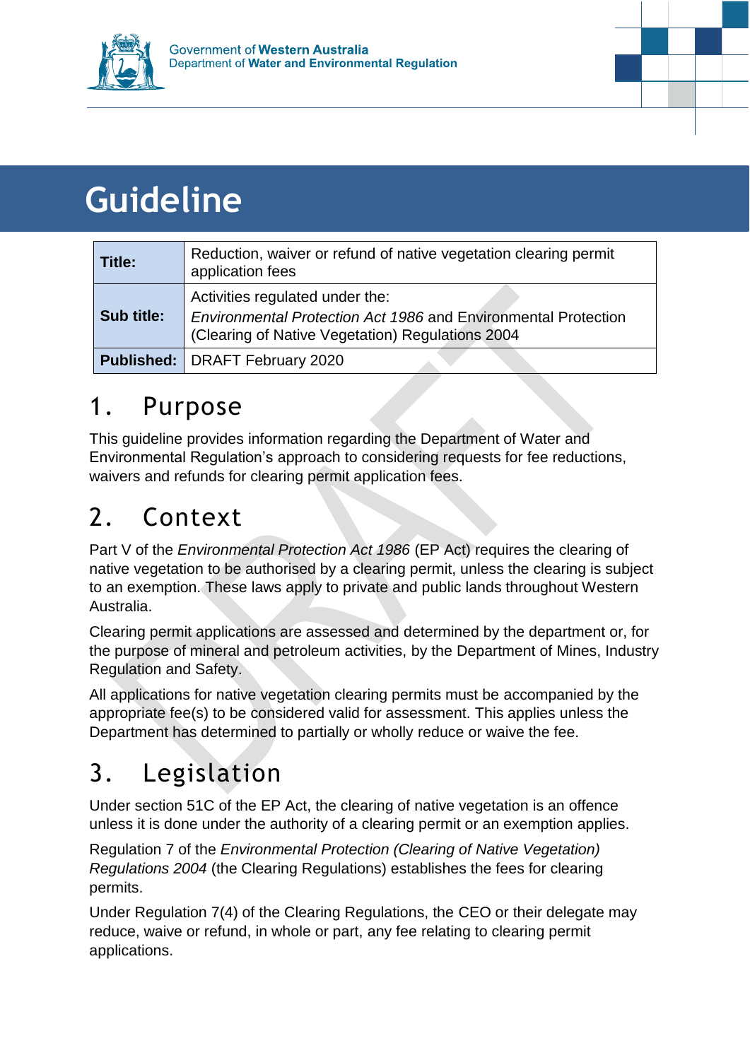Government of Western Australia
Department of Water and Environmental Regulation

# Guideline

| Title: | Reduction, waiver or refund of native vegetation clearing permit application fees |
|---|---|
| **Sub title:** | Activities regulated under the: *Environmental Protection Act 1986* and Environmental Protection (Clearing of Native Vegetation) Regulations 2004 |
| **Published:** | DRAFT February 2020 |

## 1. Purpose

This guideline provides information regarding the Department of Water and Environmental Regulation's approach to considering requests for fee reductions, waivers and refunds for clearing permit application fees.

## 2. Context

Part V of the *Environmental Protection Act 1986* (EP Act) requires the clearing of native vegetation to be authorised by a clearing permit, unless the clearing is subject to an exemption. These laws apply to private and public lands throughout Western Australia.

Clearing permit applications are assessed and determined by the department or, for the purpose of mineral and petroleum activities, by the Department of Mines, Industry Regulation and Safety.

All applications for native vegetation clearing permits must be accompanied by the appropriate fee(s) to be considered valid for assessment. This applies unless the Department has determined to partially or wholly reduce or waive the fee.

## 3. Legislation

Under section 51C of the EP Act, the clearing of native vegetation is an offence unless it is done under the authority of a clearing permit or an exemption applies.

Regulation 7 of the *Environmental Protection (Clearing of Native Vegetation) Regulations 2004* (the Clearing Regulations) establishes the fees for clearing permits.

Under Regulation 7(4) of the Clearing Regulations, the CEO or their delegate may reduce, waive or refund, in whole or part, any fee relating to clearing permit applications.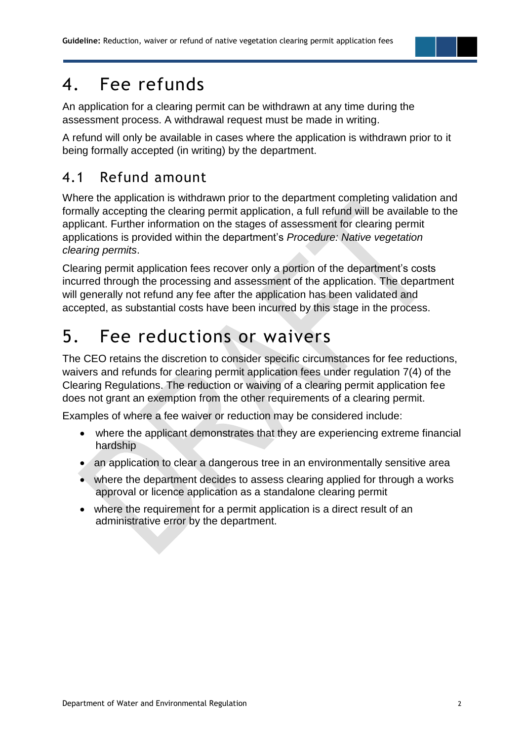# 4. Fee refunds

An application for a clearing permit can be withdrawn at any time during the assessment process. A withdrawal request must be made in writing.

A refund will only be available in cases where the application is withdrawn prior to it being formally accepted (in writing) by the department.

## 4.1 Refund amount

Where the application is withdrawn prior to the department completing validation and formally accepting the clearing permit application, a full refund will be available to the applicant. Further information on the stages of assessment for clearing permit applications is provided within the department's *Procedure: Native vegetation clearing permits*.

Clearing permit application fees recover only a portion of the department's costs incurred through the processing and assessment of the application. The department will generally not refund any fee after the application has been validated and accepted, as substantial costs have been incurred by this stage in the process.

# 5. Fee reductions or waivers

The CEO retains the discretion to consider specific circumstances for fee reductions, waivers and refunds for clearing permit application fees under regulation 7(4) of the Clearing Regulations. The reduction or waiving of a clearing permit application fee does not grant an exemption from the other requirements of a clearing permit.

Examples of where a fee waiver or reduction may be considered include:

- where the applicant demonstrates that they are experiencing extreme financial hardship
- an application to clear a dangerous tree in an environmentally sensitive area
- where the department decides to assess clearing applied for through a works approval or licence application as a standalone clearing permit
- where the requirement for a permit application is a direct result of an administrative error by the department.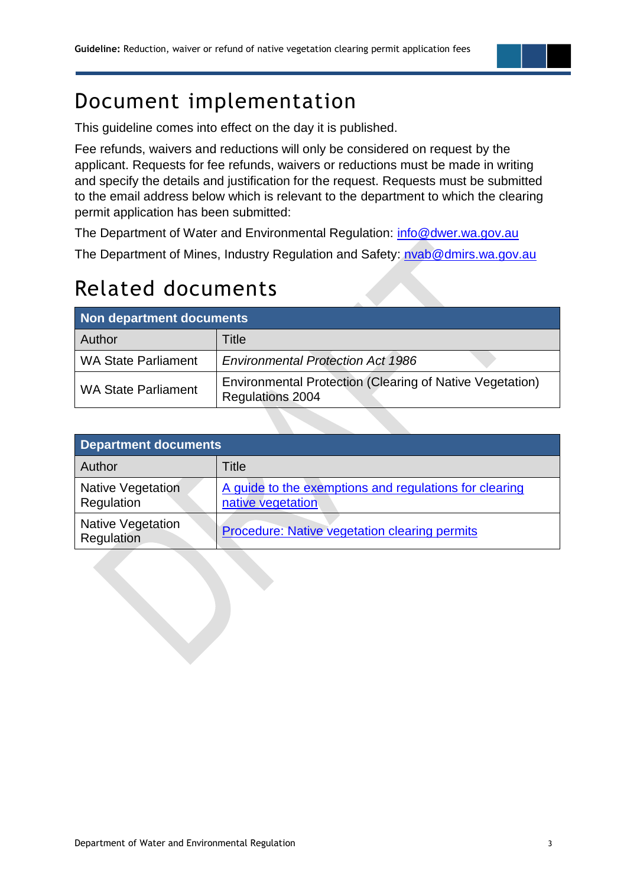# Document implementation

This guideline comes into effect on the day it is published.

Fee refunds, waivers and reductions will only be considered on request by the applicant. Requests for fee refunds, waivers or reductions must be made in writing and specify the details and justification for the request. Requests must be submitted to the email address below which is relevant to the department to which the clearing permit application has been submitted:

The Department of Water and Environmental Regulation: info@dwer.wa.gov.au

The Department of Mines, Industry Regulation and Safety: nvab@dmirs.wa.gov.au

# Related documents

| Non department documents | |
|---|---|
| Author | Title |
| WA State Parliament | *Environmental Protection Act 1986* |
| WA State Parliament | Environmental Protection (Clearing of Native Vegetation) Regulations 2004 |

| Department documents | |
|---|---|
| Author | Title |
| Native Vegetation Regulation | A guide to the exemptions and regulations for clearing native vegetation |
| Native Vegetation Regulation | Procedure: Native vegetation clearing permits |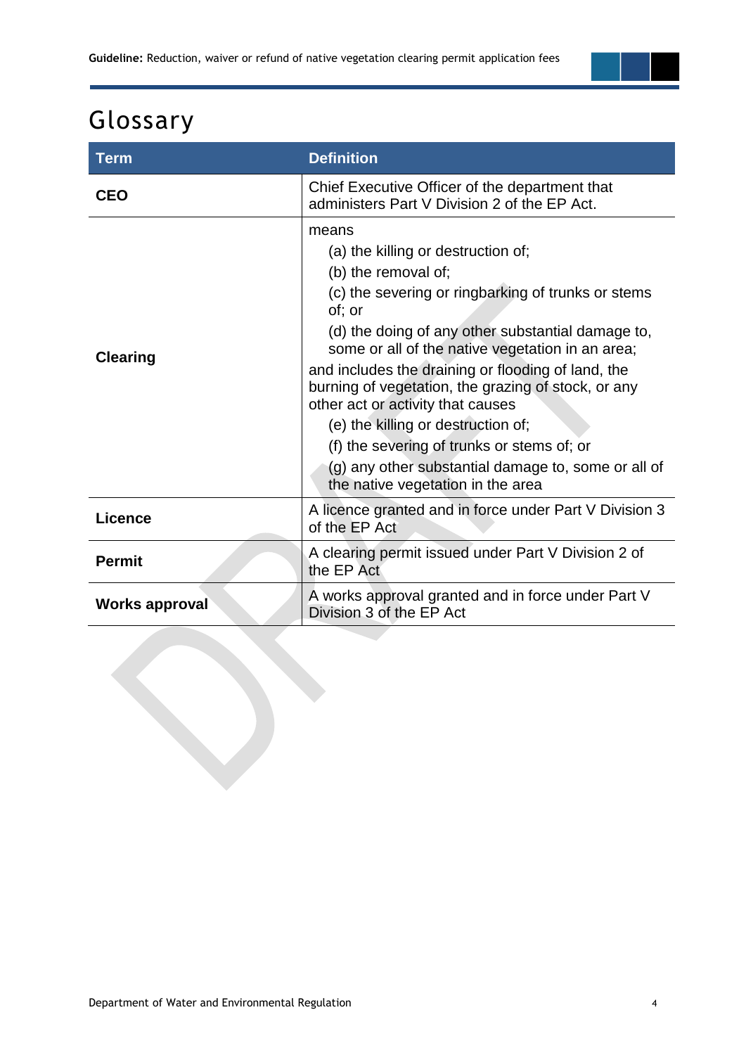# Glossary

| Term | Definition |
|---|---|
| **CEO** | Chief Executive Officer of the department that administers Part V Division 2 of the EP Act. |
| **Clearing** | means<br>(a) the killing or destruction of;<br>(b) the removal of;<br>(c) the severing or ringbarking of trunks or stems of; or<br>(d) the doing of any other substantial damage to, some or all of the native vegetation in an area;<br>and includes the draining or flooding of land, the burning of vegetation, the grazing of stock, or any other act or activity that causes<br>(e) the killing or destruction of;<br>(f) the severing of trunks or stems of; or<br>(g) any other substantial damage to, some or all of the native vegetation in the area |
| **Licence** | A licence granted and in force under Part V Division 3 of the EP Act |
| **Permit** | A clearing permit issued under Part V Division 2 of the EP Act |
| **Works approval** | A works approval granted and in force under Part V Division 3 of the EP Act |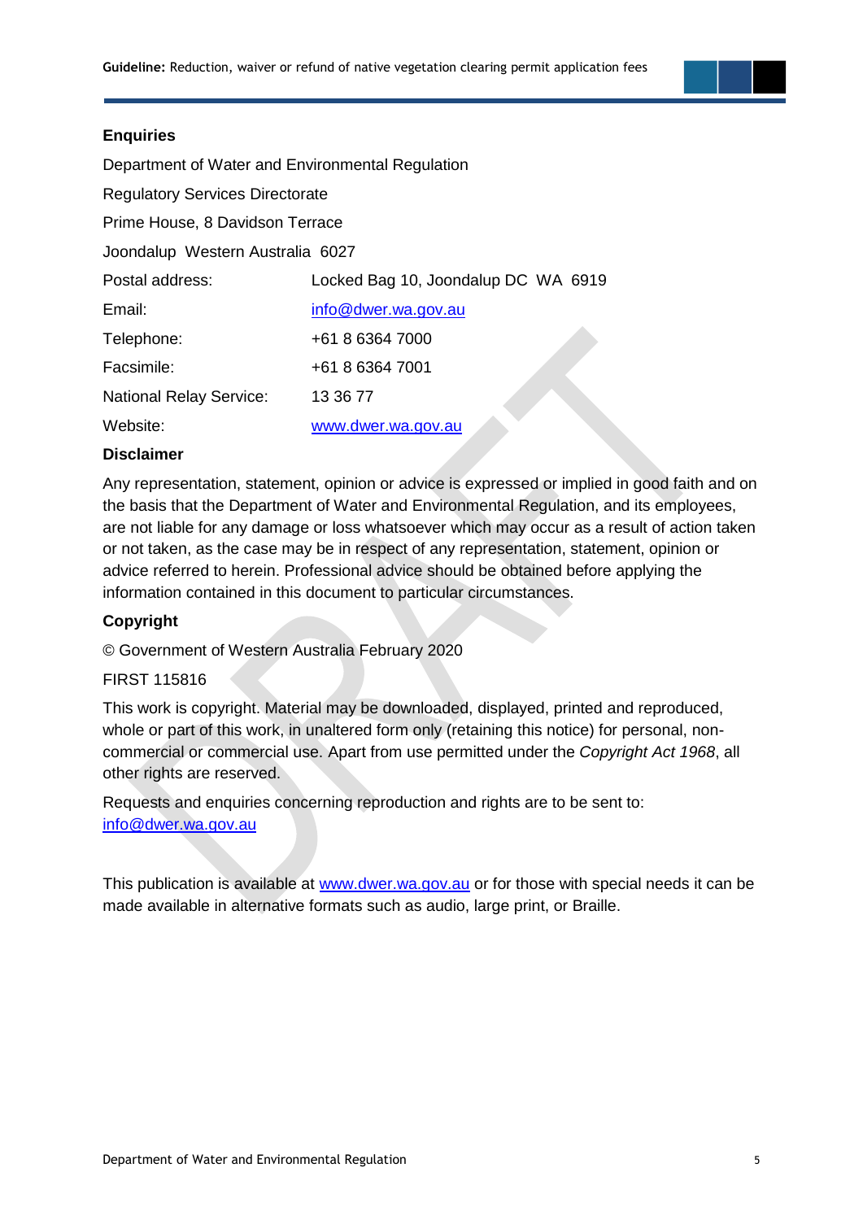**Enquiries**

Department of Water and Environmental Regulation

Regulatory Services Directorate

Prime House, 8 Davidson Terrace

Joondalup Western Australia 6027

| | |
|---|---|
| Postal address: | Locked Bag 10, Joondalup DC WA 6919 |
| Email: | info@dwer.wa.gov.au |
| Telephone: | +61 8 6364 7000 |
| Facsimile: | +61 8 6364 7001 |
| National Relay Service: | 13 36 77 |
| Website: | www.dwer.wa.gov.au |

**Disclaimer**

Any representation, statement, opinion or advice is expressed or implied in good faith and on the basis that the Department of Water and Environmental Regulation, and its employees, are not liable for any damage or loss whatsoever which may occur as a result of action taken or not taken, as the case may be in respect of any representation, statement, opinion or advice referred to herein. Professional advice should be obtained before applying the information contained in this document to particular circumstances.

**Copyright**

© Government of Western Australia February 2020

FIRST 115816

This work is copyright. Material may be downloaded, displayed, printed and reproduced, whole or part of this work, in unaltered form only (retaining this notice) for personal, non-commercial or commercial use. Apart from use permitted under the *Copyright Act 1968*, all other rights are reserved.

Requests and enquiries concerning reproduction and rights are to be sent to: info@dwer.wa.gov.au

This publication is available at www.dwer.wa.gov.au or for those with special needs it can be made available in alternative formats such as audio, large print, or Braille.